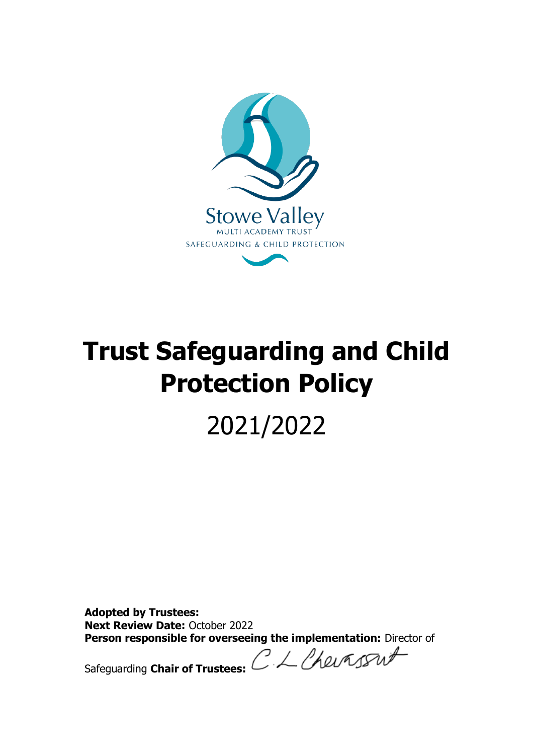Stowe Valley

MULTI ACADEMY TRUST

SAFEGUARDING & CHILD PROTECTION

# Trust Safeguarding and Child Protection Policy

2021/2022

**Adopted by Trustees:**
**Next Review Date:** October 2022
**Person responsible for overseeing the implementation:** Director of Safeguarding **Chair of Trustees:** C.L Chevassut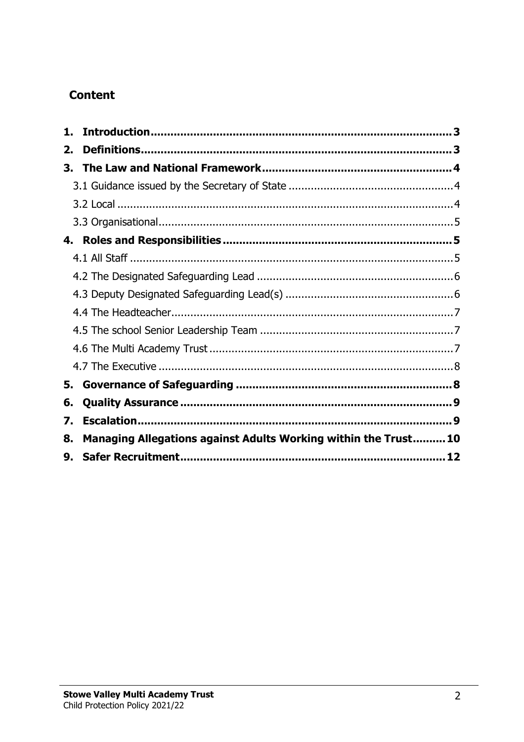## Content

1. **Introduction** ... 3
2. **Definitions** ... 3
3. **The Law and National Framework** ... 4
   - 3.1 Guidance issued by the Secretary of State ... 4
   - 3.2 Local ... 4
   - 3.3 Organisational ... 5
4. **Roles and Responsibilities** ... 5
   - 4.1 All Staff ... 5
   - 4.2 The Designated Safeguarding Lead ... 6
   - 4.3 Deputy Designated Safeguarding Lead(s) ... 6
   - 4.4 The Headteacher ... 7
   - 4.5 The school Senior Leadership Team ... 7
   - 4.6 The Multi Academy Trust ... 7
   - 4.7 The Executive ... 8
5. **Governance of Safeguarding** ... 8
6. **Quality Assurance** ... 9
7. **Escalation** ... 9
8. **Managing Allegations against Adults Working within the Trust** ... 10
9. **Safer Recruitment** ... 12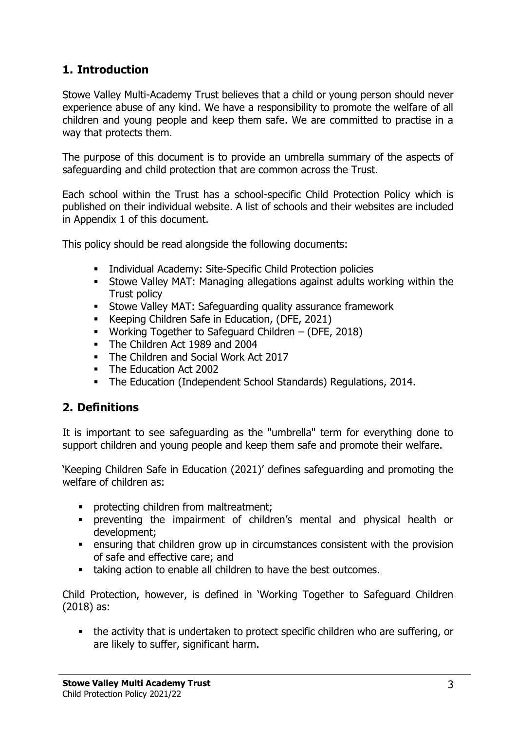## 1. Introduction

Stowe Valley Multi-Academy Trust believes that a child or young person should never experience abuse of any kind. We have a responsibility to promote the welfare of all children and young people and keep them safe. We are committed to practise in a way that protects them.

The purpose of this document is to provide an umbrella summary of the aspects of safeguarding and child protection that are common across the Trust.

Each school within the Trust has a school-specific Child Protection Policy which is published on their individual website. A list of schools and their websites are included in Appendix 1 of this document.

This policy should be read alongside the following documents:

- Individual Academy: Site-Specific Child Protection policies
- Stowe Valley MAT: Managing allegations against adults working within the Trust policy
- Stowe Valley MAT: Safeguarding quality assurance framework
- Keeping Children Safe in Education, (DFE, 2021)
- Working Together to Safeguard Children – (DFE, 2018)
- The Children Act 1989 and 2004
- The Children and Social Work Act 2017
- The Education Act 2002
- The Education (Independent School Standards) Regulations, 2014.

## 2. Definitions

It is important to see safeguarding as the "umbrella" term for everything done to support children and young people and keep them safe and promote their welfare.

'Keeping Children Safe in Education (2021)' defines safeguarding and promoting the welfare of children as:

- protecting children from maltreatment;
- preventing the impairment of children's mental and physical health or development;
- ensuring that children grow up in circumstances consistent with the provision of safe and effective care; and
- taking action to enable all children to have the best outcomes.

Child Protection, however, is defined in 'Working Together to Safeguard Children (2018) as:

- the activity that is undertaken to protect specific children who are suffering, or are likely to suffer, significant harm.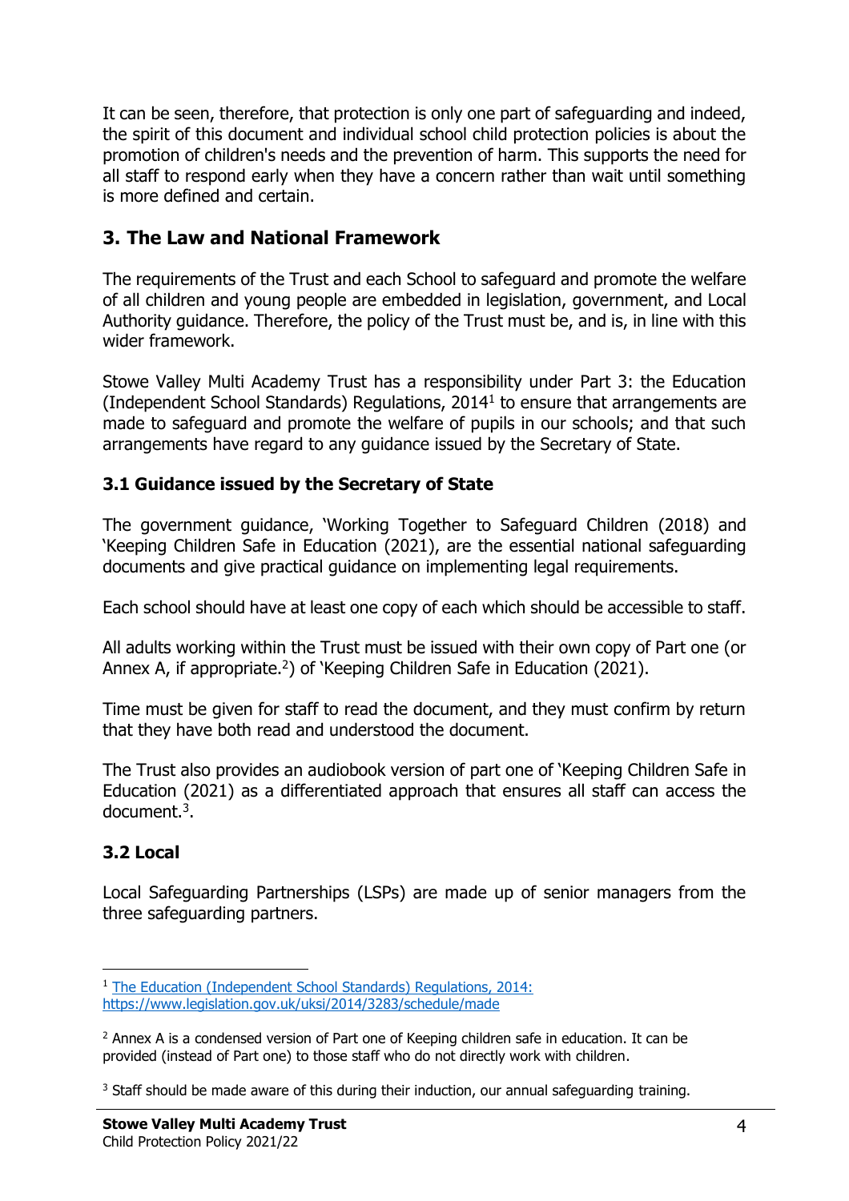It can be seen, therefore, that protection is only one part of safeguarding and indeed, the spirit of this document and individual school child protection policies is about the promotion of children's needs and the prevention of harm. This supports the need for all staff to respond early when they have a concern rather than wait until something is more defined and certain.

## 3. The Law and National Framework

The requirements of the Trust and each School to safeguard and promote the welfare of all children and young people are embedded in legislation, government, and Local Authority guidance. Therefore, the policy of the Trust must be, and is, in line with this wider framework.

Stowe Valley Multi Academy Trust has a responsibility under Part 3: the Education (Independent School Standards) Regulations, 2014[1] to ensure that arrangements are made to safeguard and promote the welfare of pupils in our schools; and that such arrangements have regard to any guidance issued by the Secretary of State.

### 3.1 Guidance issued by the Secretary of State

The government guidance, 'Working Together to Safeguard Children (2018) and 'Keeping Children Safe in Education (2021), are the essential national safeguarding documents and give practical guidance on implementing legal requirements.

Each school should have at least one copy of each which should be accessible to staff.

All adults working within the Trust must be issued with their own copy of Part one (or Annex A, if appropriate.[2]) of 'Keeping Children Safe in Education (2021).

Time must be given for staff to read the document, and they must confirm by return that they have both read and understood the document.

The Trust also provides an audiobook version of part one of 'Keeping Children Safe in Education (2021) as a differentiated approach that ensures all staff can access the document.[3].

### 3.2 Local

Local Safeguarding Partnerships (LSPs) are made up of senior managers from the three safeguarding partners.

---

[1] The Education (Independent School Standards) Regulations, 2014: https://www.legislation.gov.uk/uksi/2014/3283/schedule/made

[2] Annex A is a condensed version of Part one of Keeping children safe in education. It can be provided (instead of Part one) to those staff who do not directly work with children.

[3] Staff should be made aware of this during their induction, our annual safeguarding training.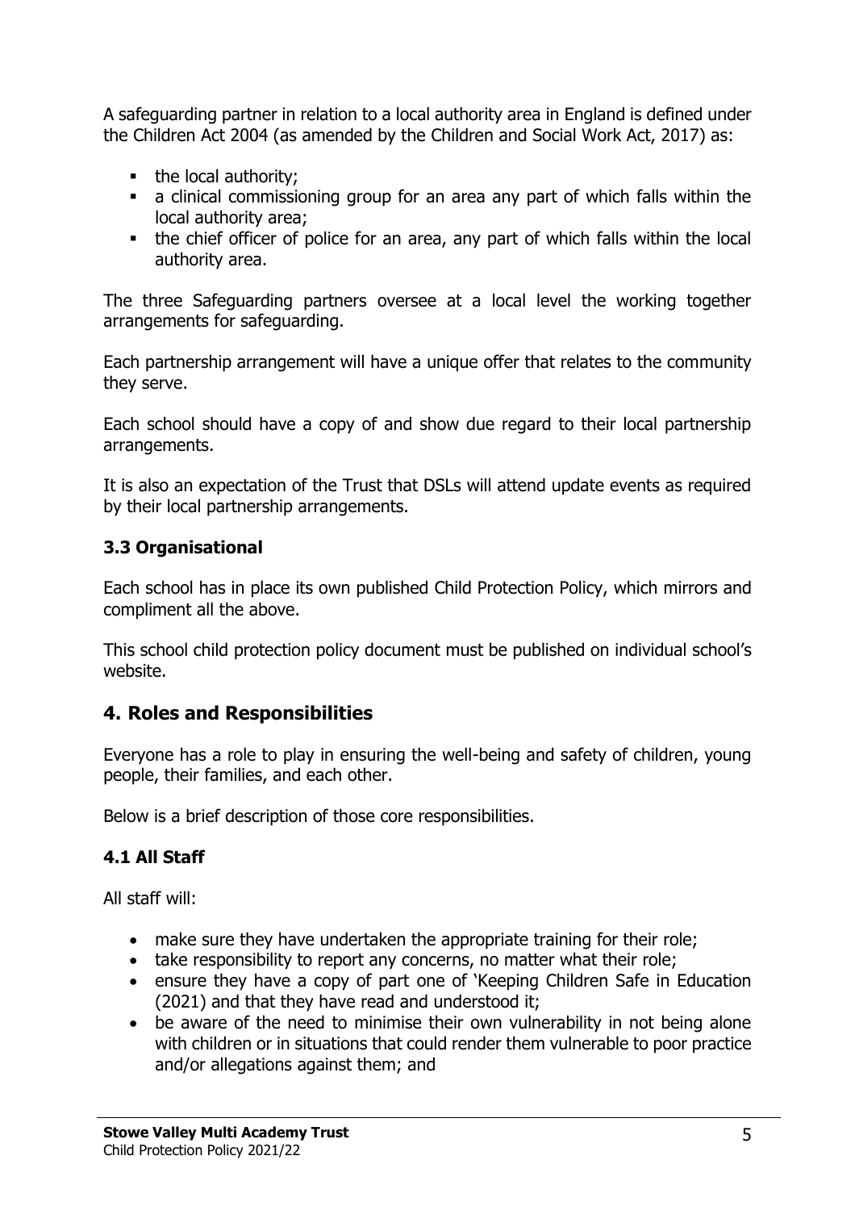A safeguarding partner in relation to a local authority area in England is defined under the Children Act 2004 (as amended by the Children and Social Work Act, 2017) as:

- the local authority;
- a clinical commissioning group for an area any part of which falls within the local authority area;
- the chief officer of police for an area, any part of which falls within the local authority area.

The three Safeguarding partners oversee at a local level the working together arrangements for safeguarding.

Each partnership arrangement will have a unique offer that relates to the community they serve.

Each school should have a copy of and show due regard to their local partnership arrangements.

It is also an expectation of the Trust that DSLs will attend update events as required by their local partnership arrangements.

### 3.3 Organisational

Each school has in place its own published Child Protection Policy, which mirrors and compliment all the above.

This school child protection policy document must be published on individual school's website.

## 4. Roles and Responsibilities

Everyone has a role to play in ensuring the well-being and safety of children, young people, their families, and each other.

Below is a brief description of those core responsibilities.

### 4.1 All Staff

All staff will:

- make sure they have undertaken the appropriate training for their role;
- take responsibility to report any concerns, no matter what their role;
- ensure they have a copy of part one of 'Keeping Children Safe in Education (2021) and that they have read and understood it;
- be aware of the need to minimise their own vulnerability in not being alone with children or in situations that could render them vulnerable to poor practice and/or allegations against them; and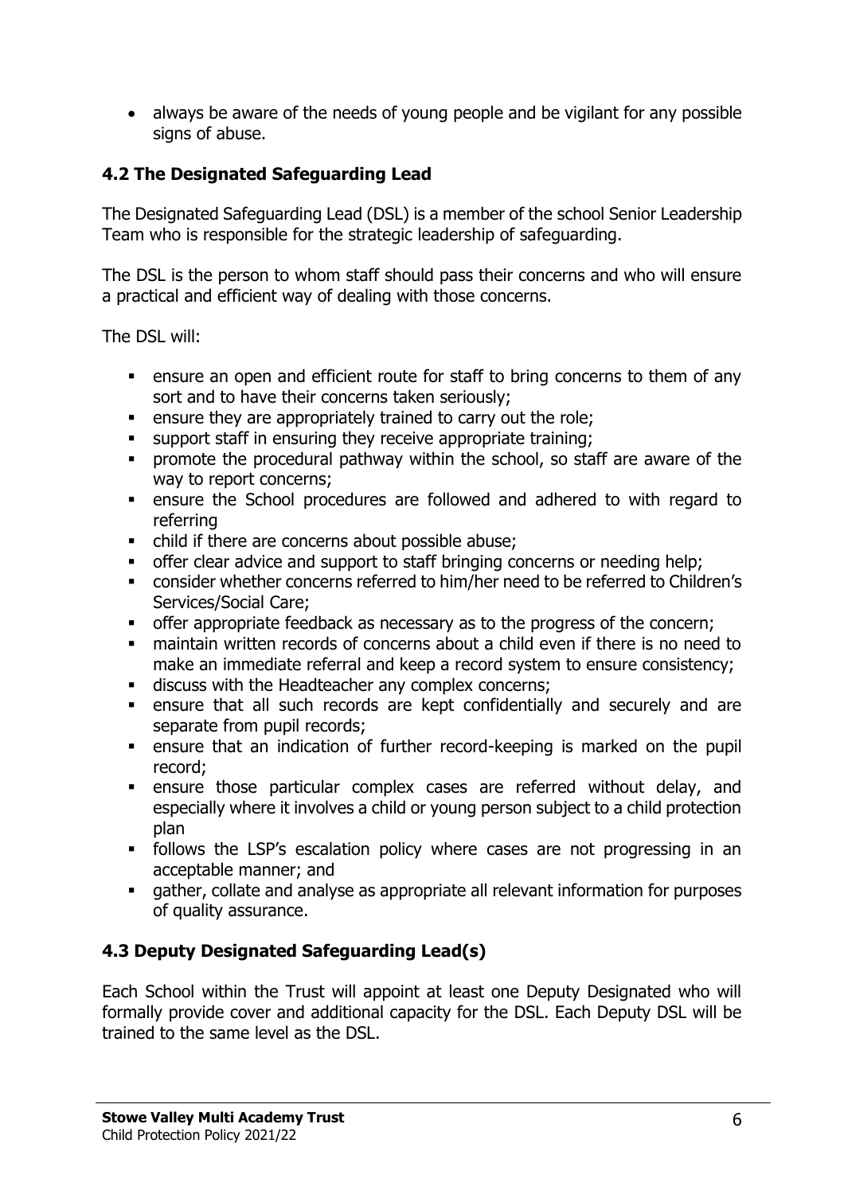- always be aware of the needs of young people and be vigilant for any possible signs of abuse.

### 4.2 The Designated Safeguarding Lead

The Designated Safeguarding Lead (DSL) is a member of the school Senior Leadership Team who is responsible for the strategic leadership of safeguarding.

The DSL is the person to whom staff should pass their concerns and who will ensure a practical and efficient way of dealing with those concerns.

The DSL will:

- ensure an open and efficient route for staff to bring concerns to them of any sort and to have their concerns taken seriously;
- ensure they are appropriately trained to carry out the role;
- support staff in ensuring they receive appropriate training;
- promote the procedural pathway within the school, so staff are aware of the way to report concerns;
- ensure the School procedures are followed and adhered to with regard to referring
- child if there are concerns about possible abuse;
- offer clear advice and support to staff bringing concerns or needing help;
- consider whether concerns referred to him/her need to be referred to Children's Services/Social Care;
- offer appropriate feedback as necessary as to the progress of the concern;
- maintain written records of concerns about a child even if there is no need to make an immediate referral and keep a record system to ensure consistency;
- discuss with the Headteacher any complex concerns;
- ensure that all such records are kept confidentially and securely and are separate from pupil records;
- ensure that an indication of further record-keeping is marked on the pupil record;
- ensure those particular complex cases are referred without delay, and especially where it involves a child or young person subject to a child protection plan
- follows the LSP's escalation policy where cases are not progressing in an acceptable manner; and
- gather, collate and analyse as appropriate all relevant information for purposes of quality assurance.

### 4.3 Deputy Designated Safeguarding Lead(s)

Each School within the Trust will appoint at least one Deputy Designated who will formally provide cover and additional capacity for the DSL. Each Deputy DSL will be trained to the same level as the DSL.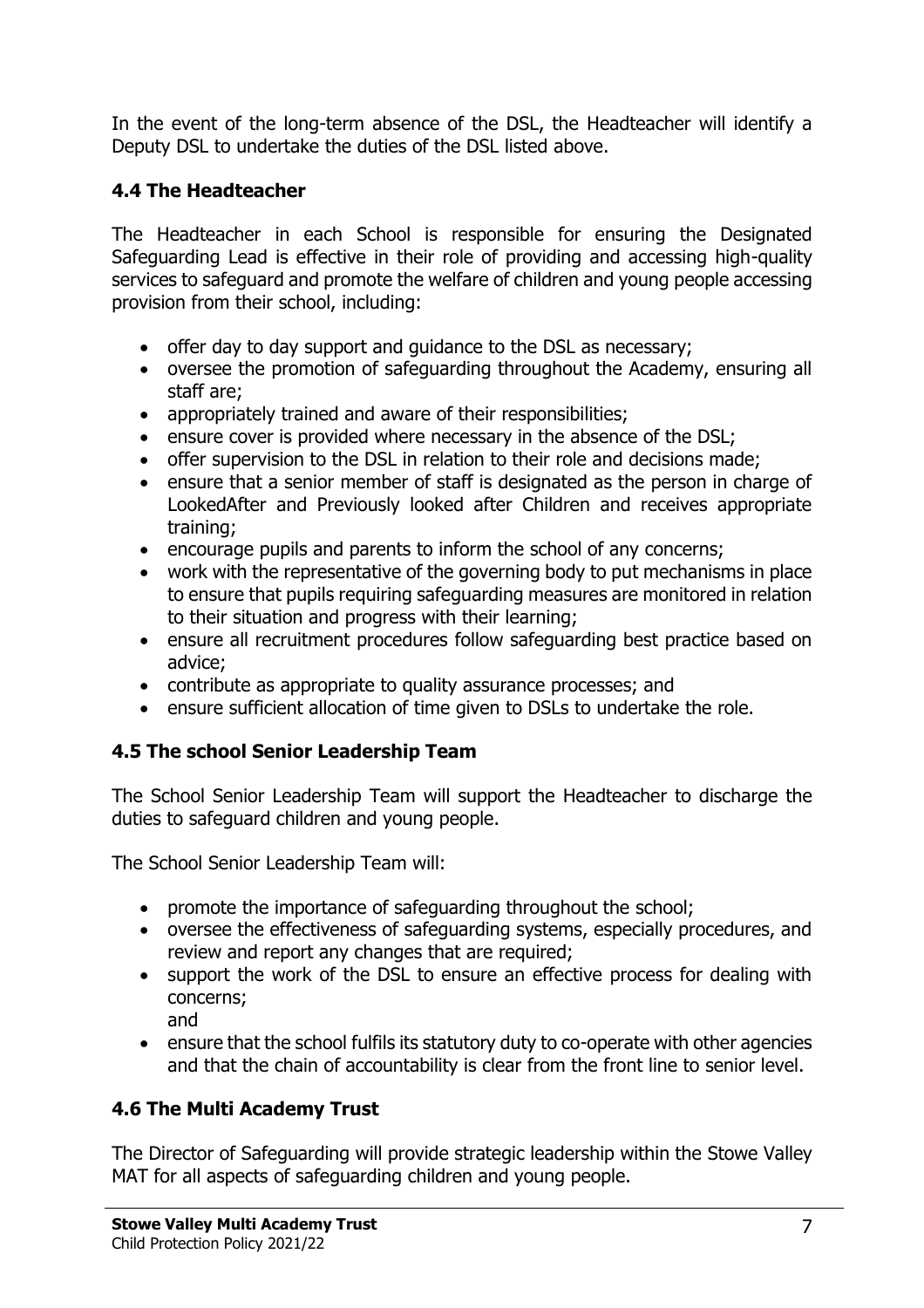In the event of the long-term absence of the DSL, the Headteacher will identify a Deputy DSL to undertake the duties of the DSL listed above.

### 4.4 The Headteacher

The Headteacher in each School is responsible for ensuring the Designated Safeguarding Lead is effective in their role of providing and accessing high-quality services to safeguard and promote the welfare of children and young people accessing provision from their school, including:

- offer day to day support and guidance to the DSL as necessary;
- oversee the promotion of safeguarding throughout the Academy, ensuring all staff are;
- appropriately trained and aware of their responsibilities;
- ensure cover is provided where necessary in the absence of the DSL;
- offer supervision to the DSL in relation to their role and decisions made;
- ensure that a senior member of staff is designated as the person in charge of LookedAfter and Previously looked after Children and receives appropriate training;
- encourage pupils and parents to inform the school of any concerns;
- work with the representative of the governing body to put mechanisms in place to ensure that pupils requiring safeguarding measures are monitored in relation to their situation and progress with their learning;
- ensure all recruitment procedures follow safeguarding best practice based on advice;
- contribute as appropriate to quality assurance processes; and
- ensure sufficient allocation of time given to DSLs to undertake the role.

### 4.5 The school Senior Leadership Team

The School Senior Leadership Team will support the Headteacher to discharge the duties to safeguard children and young people.

The School Senior Leadership Team will:

- promote the importance of safeguarding throughout the school;
- oversee the effectiveness of safeguarding systems, especially procedures, and review and report any changes that are required;
- support the work of the DSL to ensure an effective process for dealing with concerns;
  and
- ensure that the school fulfils its statutory duty to co-operate with other agencies and that the chain of accountability is clear from the front line to senior level.

### 4.6 The Multi Academy Trust

The Director of Safeguarding will provide strategic leadership within the Stowe Valley MAT for all aspects of safeguarding children and young people.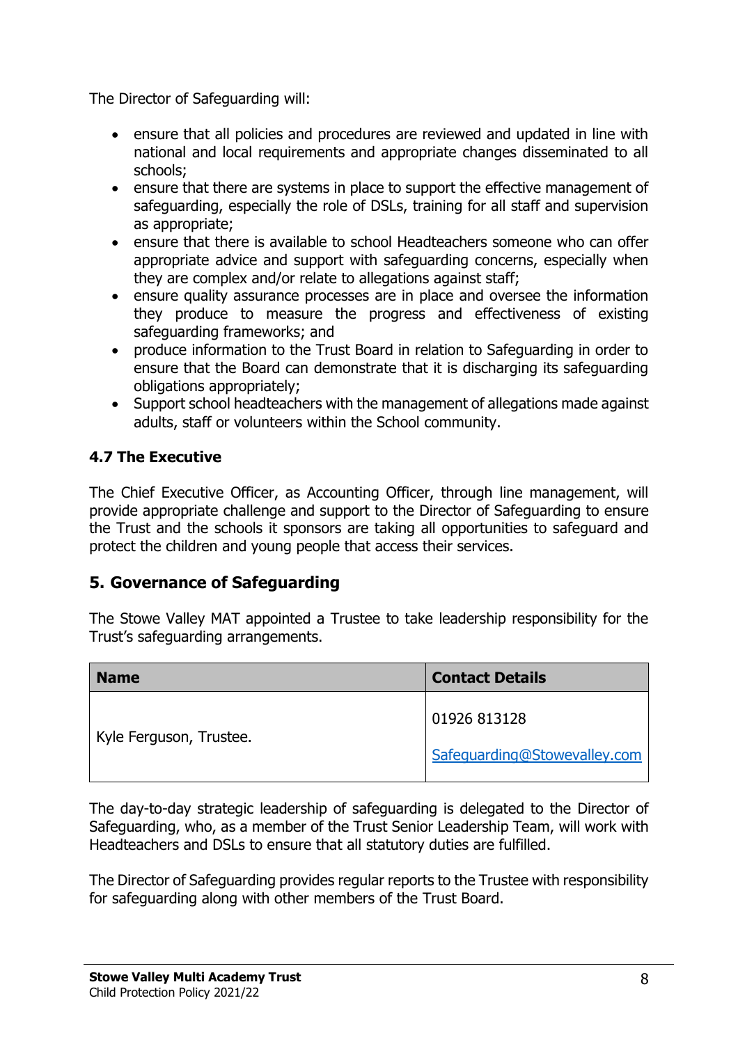The Director of Safeguarding will:

- ensure that all policies and procedures are reviewed and updated in line with national and local requirements and appropriate changes disseminated to all schools;
- ensure that there are systems in place to support the effective management of safeguarding, especially the role of DSLs, training for all staff and supervision as appropriate;
- ensure that there is available to school Headteachers someone who can offer appropriate advice and support with safeguarding concerns, especially when they are complex and/or relate to allegations against staff;
- ensure quality assurance processes are in place and oversee the information they produce to measure the progress and effectiveness of existing safeguarding frameworks; and
- produce information to the Trust Board in relation to Safeguarding in order to ensure that the Board can demonstrate that it is discharging its safeguarding obligations appropriately;
- Support school headteachers with the management of allegations made against adults, staff or volunteers within the School community.

### 4.7 The Executive

The Chief Executive Officer, as Accounting Officer, through line management, will provide appropriate challenge and support to the Director of Safeguarding to ensure the Trust and the schools it sponsors are taking all opportunities to safeguard and protect the children and young people that access their services.

## 5. Governance of Safeguarding

The Stowe Valley MAT appointed a Trustee to take leadership responsibility for the Trust's safeguarding arrangements.

| Name | Contact Details |
| --- | --- |
| Kyle Ferguson, Trustee. | 01926 813128<br>Safeguarding@Stowevalley.com |

The day-to-day strategic leadership of safeguarding is delegated to the Director of Safeguarding, who, as a member of the Trust Senior Leadership Team, will work with Headteachers and DSLs to ensure that all statutory duties are fulfilled.

The Director of Safeguarding provides regular reports to the Trustee with responsibility for safeguarding along with other members of the Trust Board.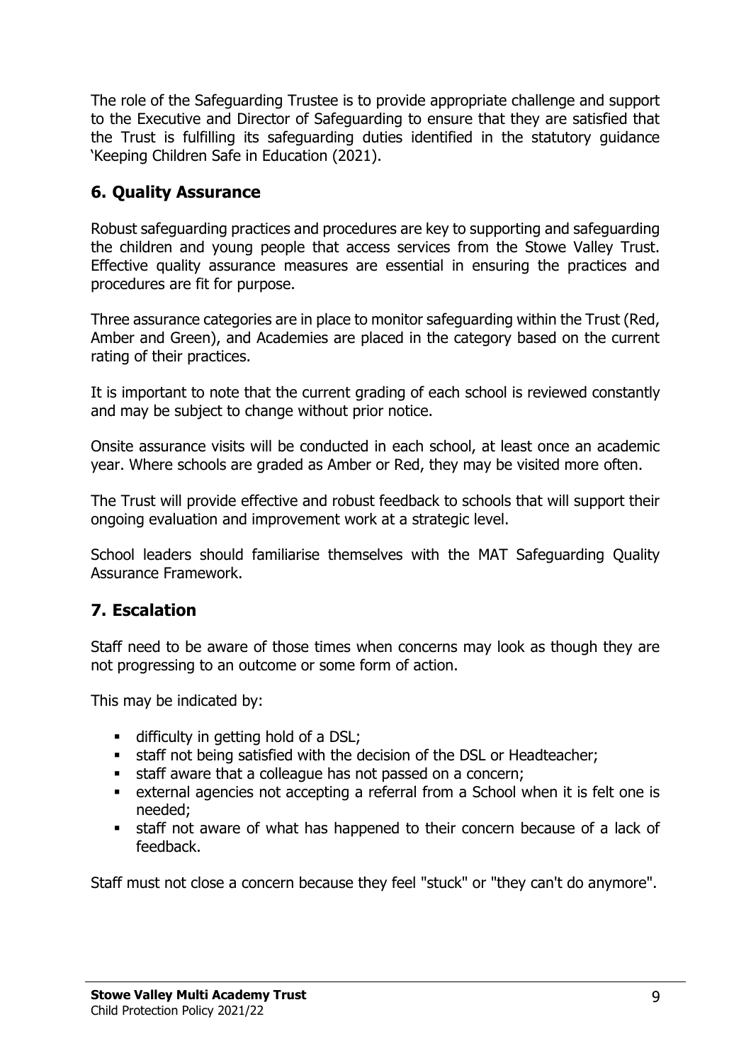The role of the Safeguarding Trustee is to provide appropriate challenge and support to the Executive and Director of Safeguarding to ensure that they are satisfied that the Trust is fulfilling its safeguarding duties identified in the statutory guidance 'Keeping Children Safe in Education (2021).

## 6. Quality Assurance

Robust safeguarding practices and procedures are key to supporting and safeguarding the children and young people that access services from the Stowe Valley Trust. Effective quality assurance measures are essential in ensuring the practices and procedures are fit for purpose.

Three assurance categories are in place to monitor safeguarding within the Trust (Red, Amber and Green), and Academies are placed in the category based on the current rating of their practices.

It is important to note that the current grading of each school is reviewed constantly and may be subject to change without prior notice.

Onsite assurance visits will be conducted in each school, at least once an academic year. Where schools are graded as Amber or Red, they may be visited more often.

The Trust will provide effective and robust feedback to schools that will support their ongoing evaluation and improvement work at a strategic level.

School leaders should familiarise themselves with the MAT Safeguarding Quality Assurance Framework.

## 7. Escalation

Staff need to be aware of those times when concerns may look as though they are not progressing to an outcome or some form of action.

This may be indicated by:

- difficulty in getting hold of a DSL;
- staff not being satisfied with the decision of the DSL or Headteacher;
- staff aware that a colleague has not passed on a concern;
- external agencies not accepting a referral from a School when it is felt one is needed;
- staff not aware of what has happened to their concern because of a lack of feedback.

Staff must not close a concern because they feel "stuck" or "they can't do anymore".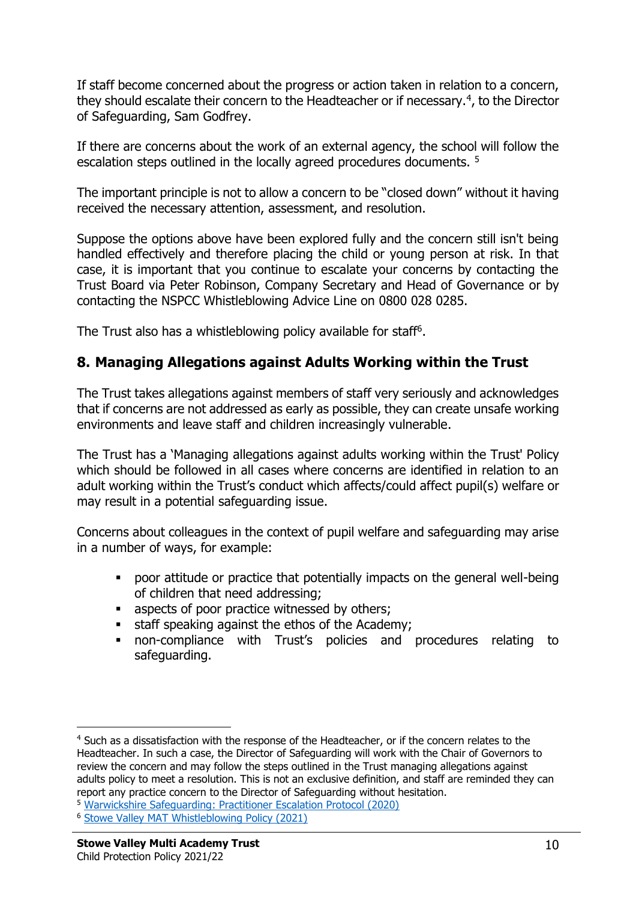If staff become concerned about the progress or action taken in relation to a concern, they should escalate their concern to the Headteacher or if necessary.[4], to the Director of Safeguarding, Sam Godfrey.

If there are concerns about the work of an external agency, the school will follow the escalation steps outlined in the locally agreed procedures documents. [5]

The important principle is not to allow a concern to be "closed down" without it having received the necessary attention, assessment, and resolution.

Suppose the options above have been explored fully and the concern still isn't being handled effectively and therefore placing the child or young person at risk. In that case, it is important that you continue to escalate your concerns by contacting the Trust Board via Peter Robinson, Company Secretary and Head of Governance or by contacting the NSPCC Whistleblowing Advice Line on 0800 028 0285.

The Trust also has a whistleblowing policy available for staff[6].

## 8. Managing Allegations against Adults Working within the Trust

The Trust takes allegations against members of staff very seriously and acknowledges that if concerns are not addressed as early as possible, they can create unsafe working environments and leave staff and children increasingly vulnerable.

The Trust has a 'Managing allegations against adults working within the Trust' Policy which should be followed in all cases where concerns are identified in relation to an adult working within the Trust's conduct which affects/could affect pupil(s) welfare or may result in a potential safeguarding issue.

Concerns about colleagues in the context of pupil welfare and safeguarding may arise in a number of ways, for example:

- poor attitude or practice that potentially impacts on the general well-being of children that need addressing;
- aspects of poor practice witnessed by others;
- staff speaking against the ethos of the Academy;
- non-compliance with Trust's policies and procedures relating to safeguarding.

---

[4] Such as a dissatisfaction with the response of the Headteacher, or if the concern relates to the Headteacher. In such a case, the Director of Safeguarding will work with the Chair of Governors to review the concern and may follow the steps outlined in the Trust managing allegations against adults policy to meet a resolution. This is not an exclusive definition, and staff are reminded they can report any practice concern to the Director of Safeguarding without hesitation.

[5] Warwickshire Safeguarding: Practitioner Escalation Protocol (2020)

[6] Stowe Valley MAT Whistleblowing Policy (2021)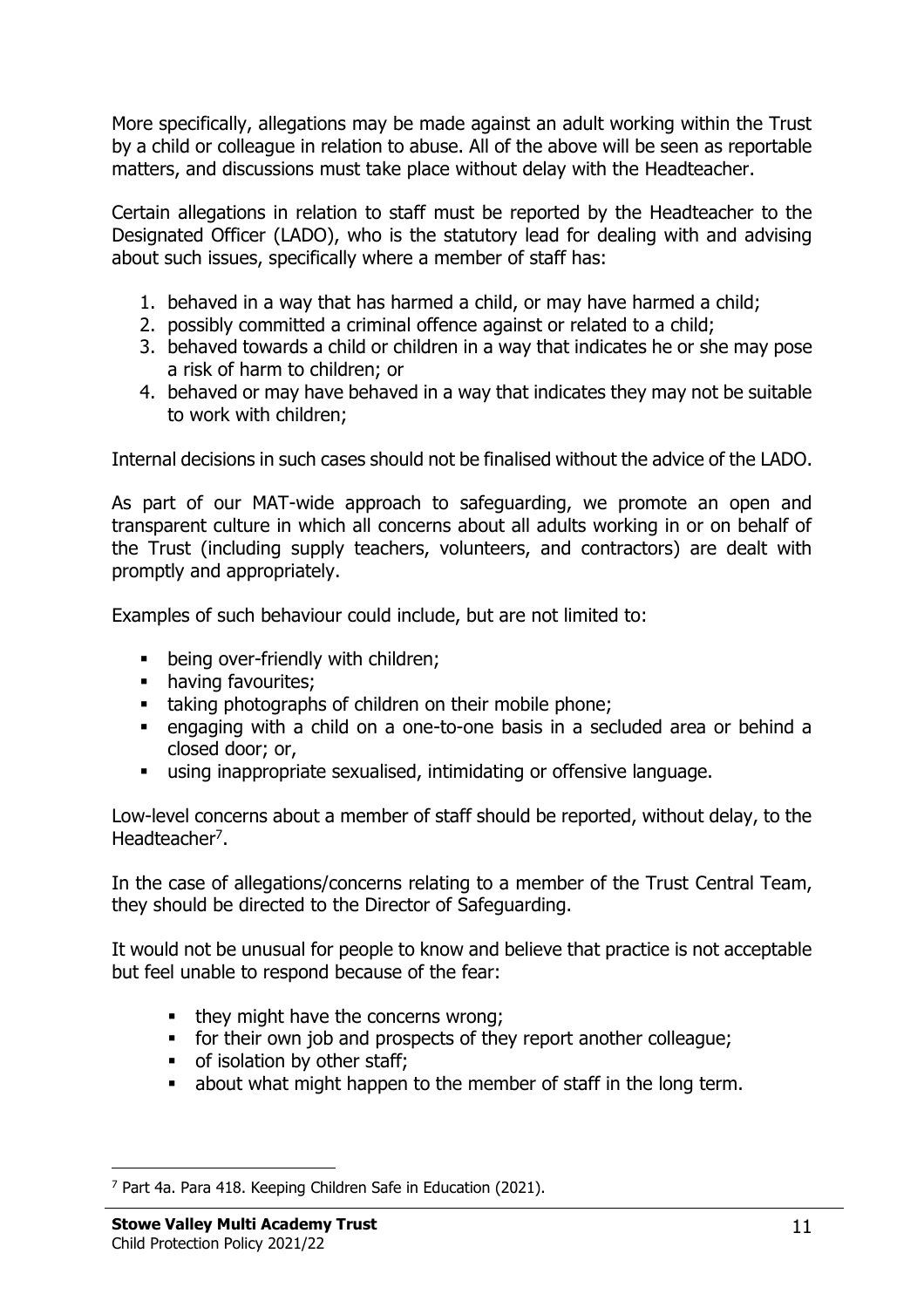More specifically, allegations may be made against an adult working within the Trust by a child or colleague in relation to abuse. All of the above will be seen as reportable matters, and discussions must take place without delay with the Headteacher.

Certain allegations in relation to staff must be reported by the Headteacher to the Designated Officer (LADO), who is the statutory lead for dealing with and advising about such issues, specifically where a member of staff has:

1. behaved in a way that has harmed a child, or may have harmed a child;
2. possibly committed a criminal offence against or related to a child;
3. behaved towards a child or children in a way that indicates he or she may pose a risk of harm to children; or
4. behaved or may have behaved in a way that indicates they may not be suitable to work with children;

Internal decisions in such cases should not be finalised without the advice of the LADO.

As part of our MAT-wide approach to safeguarding, we promote an open and transparent culture in which all concerns about all adults working in or on behalf of the Trust (including supply teachers, volunteers, and contractors) are dealt with promptly and appropriately.

Examples of such behaviour could include, but are not limited to:

- being over-friendly with children;
- having favourites;
- taking photographs of children on their mobile phone;
- engaging with a child on a one-to-one basis in a secluded area or behind a closed door; or,
- using inappropriate sexualised, intimidating or offensive language.

Low-level concerns about a member of staff should be reported, without delay, to the Headteacher[7].

In the case of allegations/concerns relating to a member of the Trust Central Team, they should be directed to the Director of Safeguarding.

It would not be unusual for people to know and believe that practice is not acceptable but feel unable to respond because of the fear:

- they might have the concerns wrong;
- for their own job and prospects of they report another colleague;
- of isolation by other staff;
- about what might happen to the member of staff in the long term.

---

[7] Part 4a. Para 418. Keeping Children Safe in Education (2021).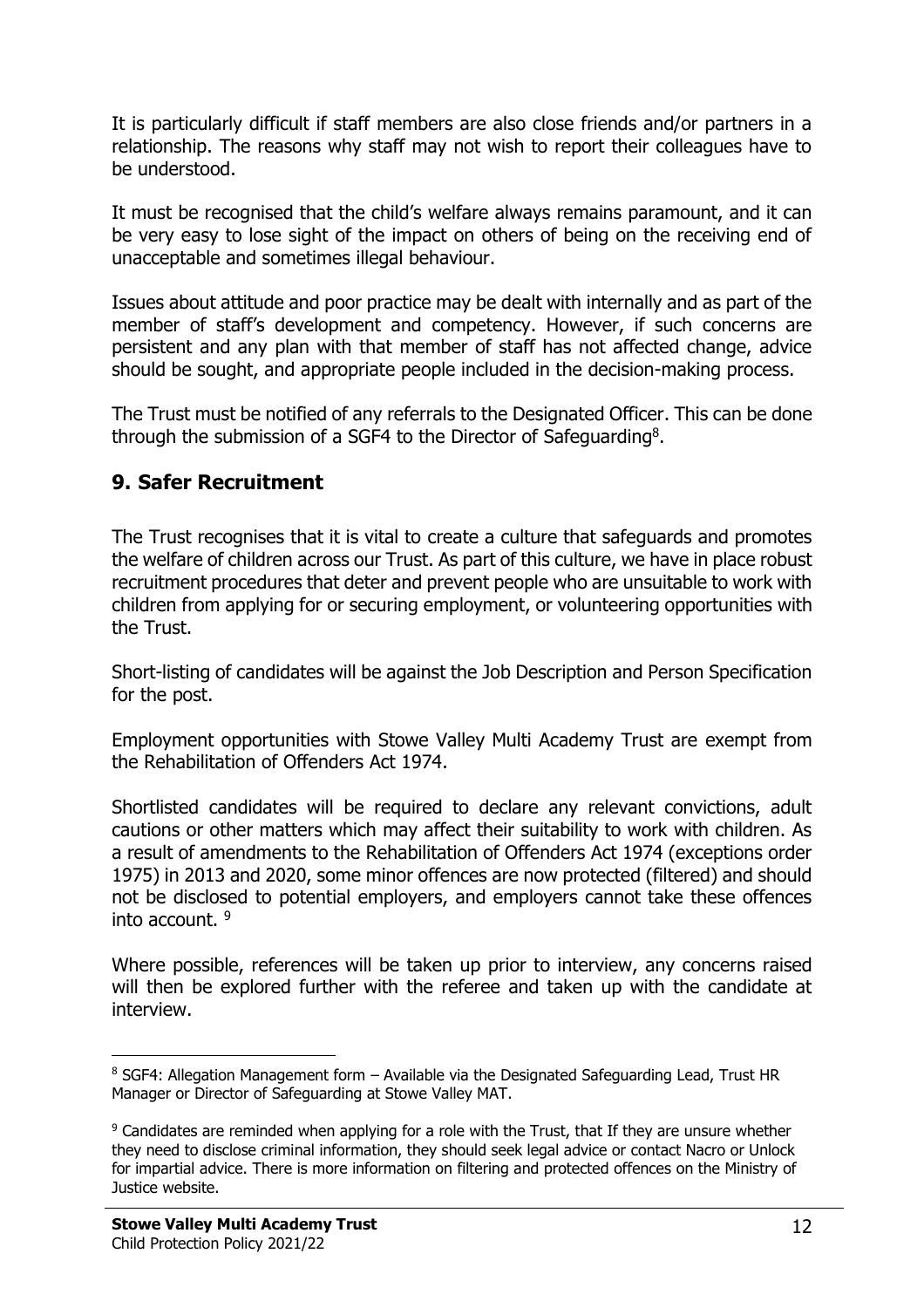It is particularly difficult if staff members are also close friends and/or partners in a relationship. The reasons why staff may not wish to report their colleagues have to be understood.

It must be recognised that the child's welfare always remains paramount, and it can be very easy to lose sight of the impact on others of being on the receiving end of unacceptable and sometimes illegal behaviour.

Issues about attitude and poor practice may be dealt with internally and as part of the member of staff's development and competency. However, if such concerns are persistent and any plan with that member of staff has not affected change, advice should be sought, and appropriate people included in the decision-making process.

The Trust must be notified of any referrals to the Designated Officer. This can be done through the submission of a SGF4 to the Director of Safeguarding[8].

## 9. Safer Recruitment

The Trust recognises that it is vital to create a culture that safeguards and promotes the welfare of children across our Trust. As part of this culture, we have in place robust recruitment procedures that deter and prevent people who are unsuitable to work with children from applying for or securing employment, or volunteering opportunities with the Trust.

Short-listing of candidates will be against the Job Description and Person Specification for the post.

Employment opportunities with Stowe Valley Multi Academy Trust are exempt from the Rehabilitation of Offenders Act 1974.

Shortlisted candidates will be required to declare any relevant convictions, adult cautions or other matters which may affect their suitability to work with children. As a result of amendments to the Rehabilitation of Offenders Act 1974 (exceptions order 1975) in 2013 and 2020, some minor offences are now protected (filtered) and should not be disclosed to potential employers, and employers cannot take these offences into account. [9]

Where possible, references will be taken up prior to interview, any concerns raised will then be explored further with the referee and taken up with the candidate at interview.

---

[8] SGF4: Allegation Management form – Available via the Designated Safeguarding Lead, Trust HR Manager or Director of Safeguarding at Stowe Valley MAT.

[9] Candidates are reminded when applying for a role with the Trust, that If they are unsure whether they need to disclose criminal information, they should seek legal advice or contact Nacro or Unlock for impartial advice. There is more information on filtering and protected offences on the Ministry of Justice website.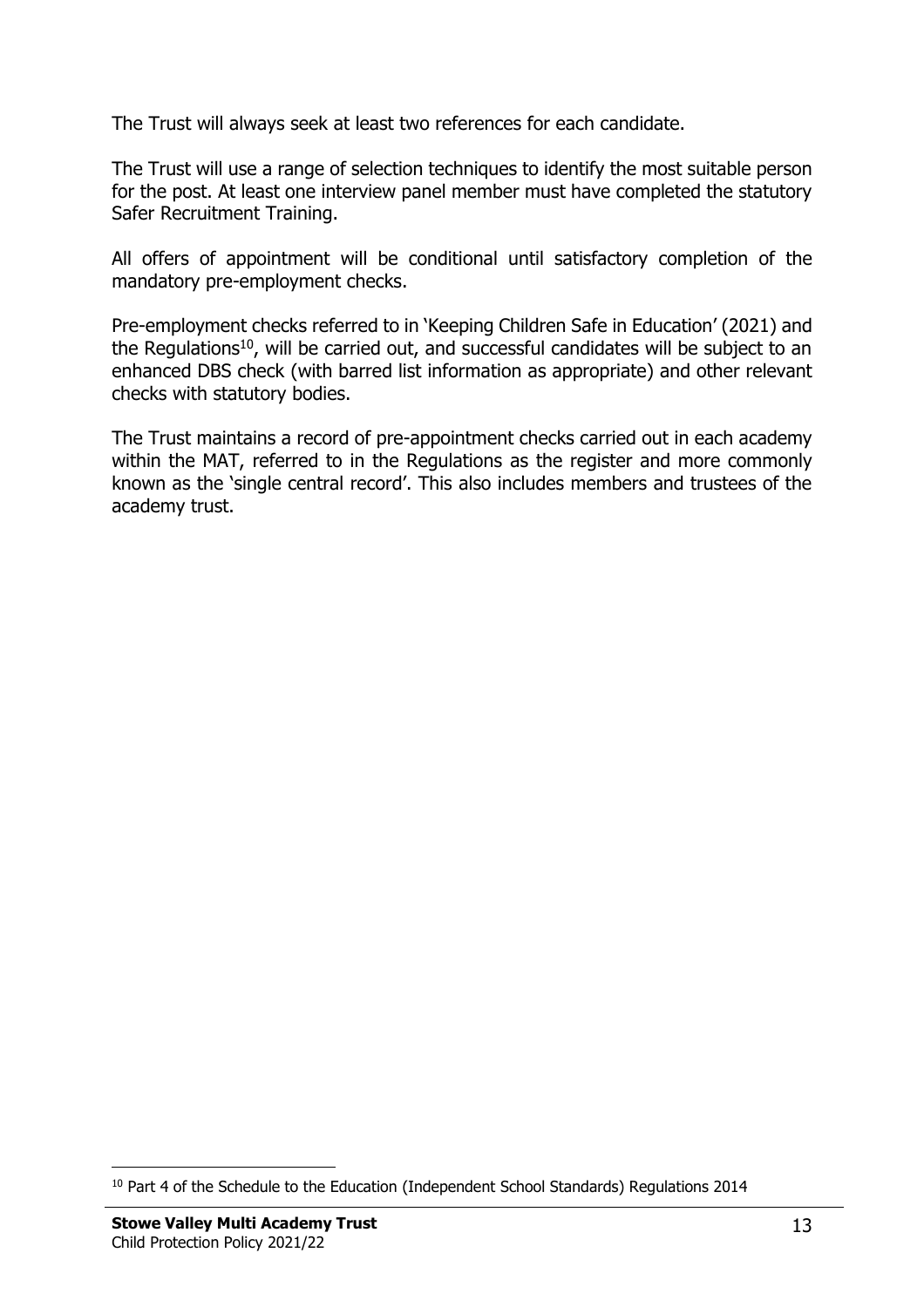The Trust will always seek at least two references for each candidate.

The Trust will use a range of selection techniques to identify the most suitable person for the post. At least one interview panel member must have completed the statutory Safer Recruitment Training.

All offers of appointment will be conditional until satisfactory completion of the mandatory pre-employment checks.

Pre-employment checks referred to in 'Keeping Children Safe in Education' (2021) and the Regulations[10], will be carried out, and successful candidates will be subject to an enhanced DBS check (with barred list information as appropriate) and other relevant checks with statutory bodies.

The Trust maintains a record of pre-appointment checks carried out in each academy within the MAT, referred to in the Regulations as the register and more commonly known as the 'single central record'. This also includes members and trustees of the academy trust.

[10] Part 4 of the Schedule to the Education (Independent School Standards) Regulations 2014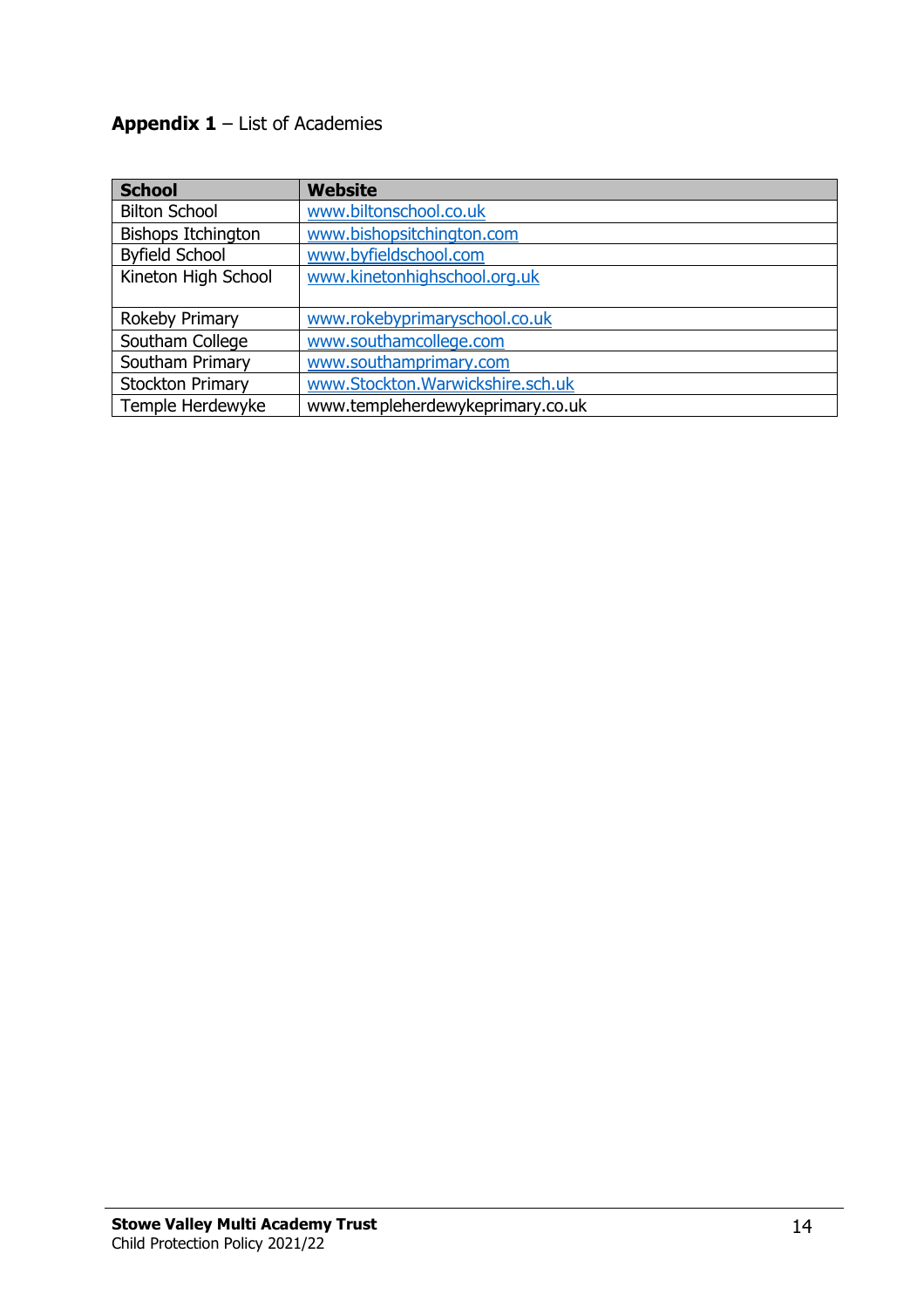**Appendix 1** – List of Academies

| School | Website |
|---|---|
| Bilton School | www.biltonschool.co.uk |
| Bishops Itchington | www.bishopsitchington.com |
| Byfield School | www.byfieldschool.com |
| Kineton High School | www.kinetonhighschool.org.uk |
| Rokeby Primary | www.rokebyprimaryschool.co.uk |
| Southam College | www.southamcollege.com |
| Southam Primary | www.southamprimary.com |
| Stockton Primary | www.Stockton.Warwickshire.sch.uk |
| Temple Herdewyke | www.templeherdewykeprimary.co.uk |